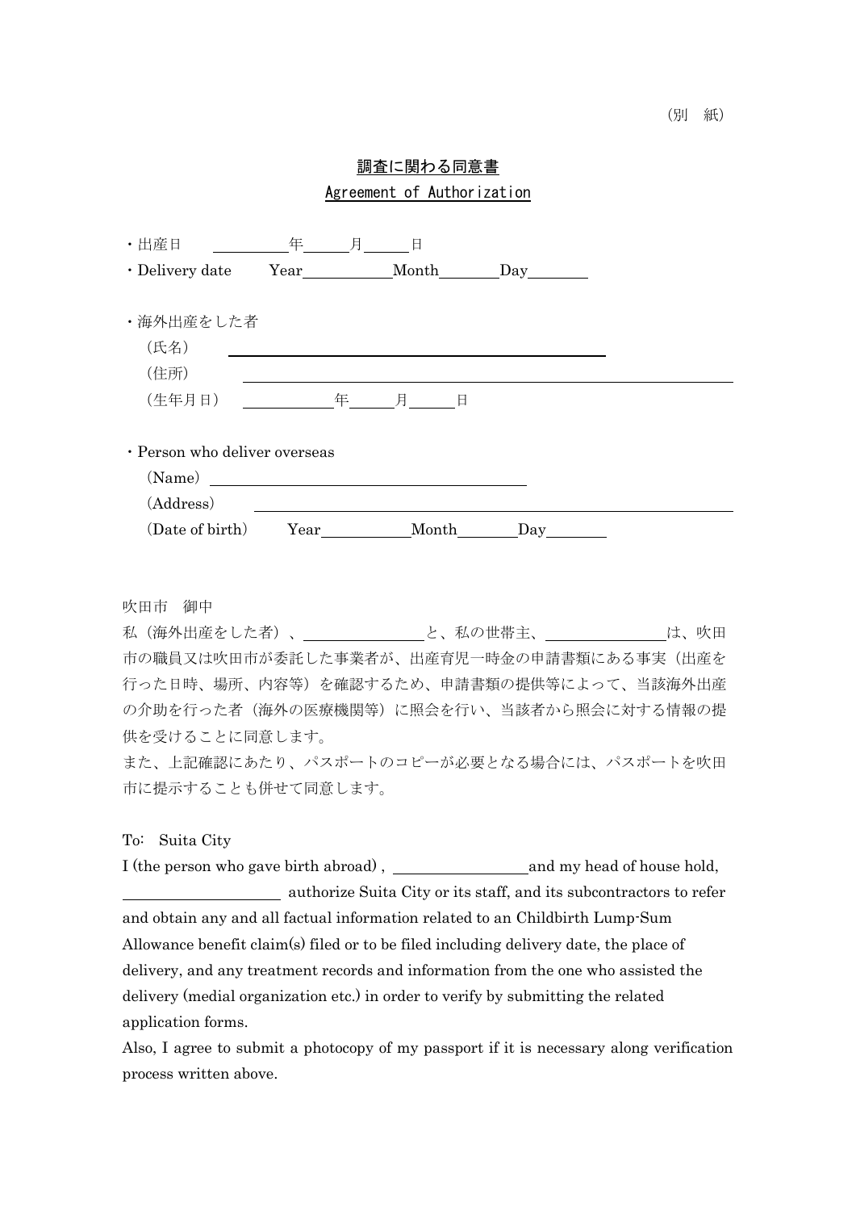（別　紙）

# 調査に関わる同意書

## Agreement of Authorization

・出産日　＿＿＿＿年＿＿＿月＿＿＿日

・Delivery date　Year＿＿＿＿＿Month＿＿＿＿Day＿＿＿＿

・海外出産をした者

（氏名）　＿＿＿＿＿＿＿＿＿＿＿＿＿＿＿＿＿＿＿＿＿＿＿＿

（住所）　＿＿＿＿＿＿＿＿＿＿＿＿＿＿＿＿＿＿＿＿＿＿＿＿＿＿＿＿＿＿＿＿

（生年月日）　＿＿＿＿＿年＿＿＿月＿＿＿日

・Person who deliver overseas

（Name）　＿＿＿＿＿＿＿＿＿＿＿＿＿＿＿＿＿＿＿＿

（Address）　＿＿＿＿＿＿＿＿＿＿＿＿＿＿＿＿＿＿＿＿＿＿＿＿＿＿＿＿＿＿

（Date of birth）　Year＿＿＿＿＿Month＿＿＿＿Day＿＿＿＿

吹田市　御中

私（海外出産をした者）、＿＿＿＿＿＿＿＿と、私の世帯主、＿＿＿＿＿＿＿＿は、吹田市の職員又は吹田市が委託した事業者が、出産育児一時金の申請書類にある事実（出産を行った日時、場所、内容等）を確認するため、申請書類の提供等によって、当該海外出産の介助を行った者（海外の医療機関等）に照会を行い、当該者から照会に対する情報の提供を受けることに同意します。

また、上記確認にあたり、パスポートのコピーが必要となる場合には、パスポートを吹田市に提示することも併せて同意します。

To:　Suita City

I (the person who gave birth abroad) , ＿＿＿＿＿＿＿＿＿＿and my head of house hold, ＿＿＿＿＿＿＿＿＿＿＿ authorize Suita City or its staff, and its subcontractors to refer and obtain any and all factual information related to an Childbirth Lump-Sum Allowance benefit claim(s) filed or to be filed including delivery date, the place of delivery, and any treatment records and information from the one who assisted the delivery (medial organization etc.) in order to verify by submitting the related application forms.

Also, I agree to submit a photocopy of my passport if it is necessary along verification process written above.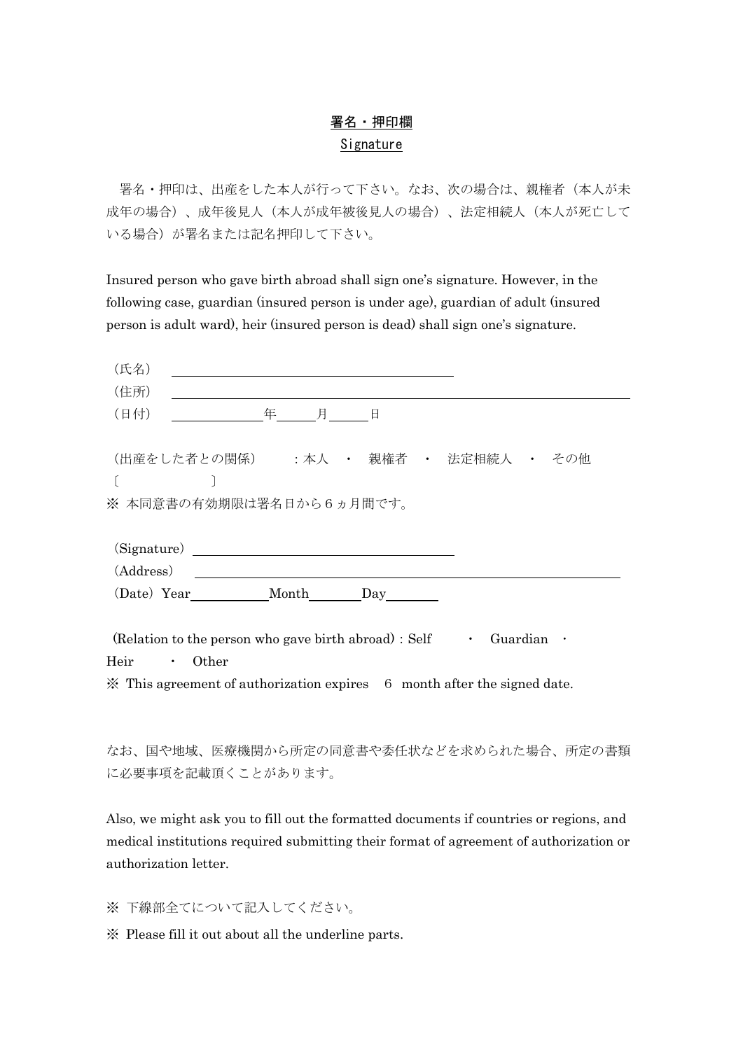## 署名・押印欄

## Signature

署名・押印は、出産をした本人が行って下さい。なお、次の場合は、親権者（本人が未成年の場合）、成年後見人（本人が成年被後見人の場合）、法定相続人（本人が死亡している場合）が署名または記名押印して下さい。

Insured person who gave birth abroad shall sign one's signature. However, in the following case, guardian (insured person is under age), guardian of adult (insured person is adult ward), heir (insured person is dead) shall sign one's signature.

（氏名）＿＿＿＿＿＿＿＿＿＿＿＿＿＿＿＿＿＿＿＿

（住所）＿＿＿＿＿＿＿＿＿＿＿＿＿＿＿＿＿＿＿＿＿＿＿＿＿＿＿＿＿＿

（日付）＿＿＿＿＿＿年＿＿＿月＿＿＿日

（出産をした者との関係）　：本人　・　親権者　・　法定相続人　・　その他〔　　　　　　　〕

※ 本同意書の有効期限は署名日から６ヵ月間です。

(Signature) ＿＿＿＿＿＿＿＿＿＿＿＿＿＿＿＿＿＿＿＿

(Address) ＿＿＿＿＿＿＿＿＿＿＿＿＿＿＿＿＿＿＿＿＿＿＿＿＿＿＿＿＿＿

(Date) Year＿＿＿＿＿Month＿＿＿＿Day＿＿＿＿

(Relation to the person who gave birth abroad) : Self　・　Guardian　・　Heir　・　Other

※ This agreement of authorization expires　6　month after the signed date.

なお、国や地域、医療機関から所定の同意書や委任状などを求められた場合、所定の書類に必要事項を記載頂くことがあります。

Also, we might ask you to fill out the formatted documents if countries or regions, and medical institutions required submitting their format of agreement of authorization or authorization letter.

※ 下線部全てについて記入してください。

※ Please fill it out about all the underline parts.